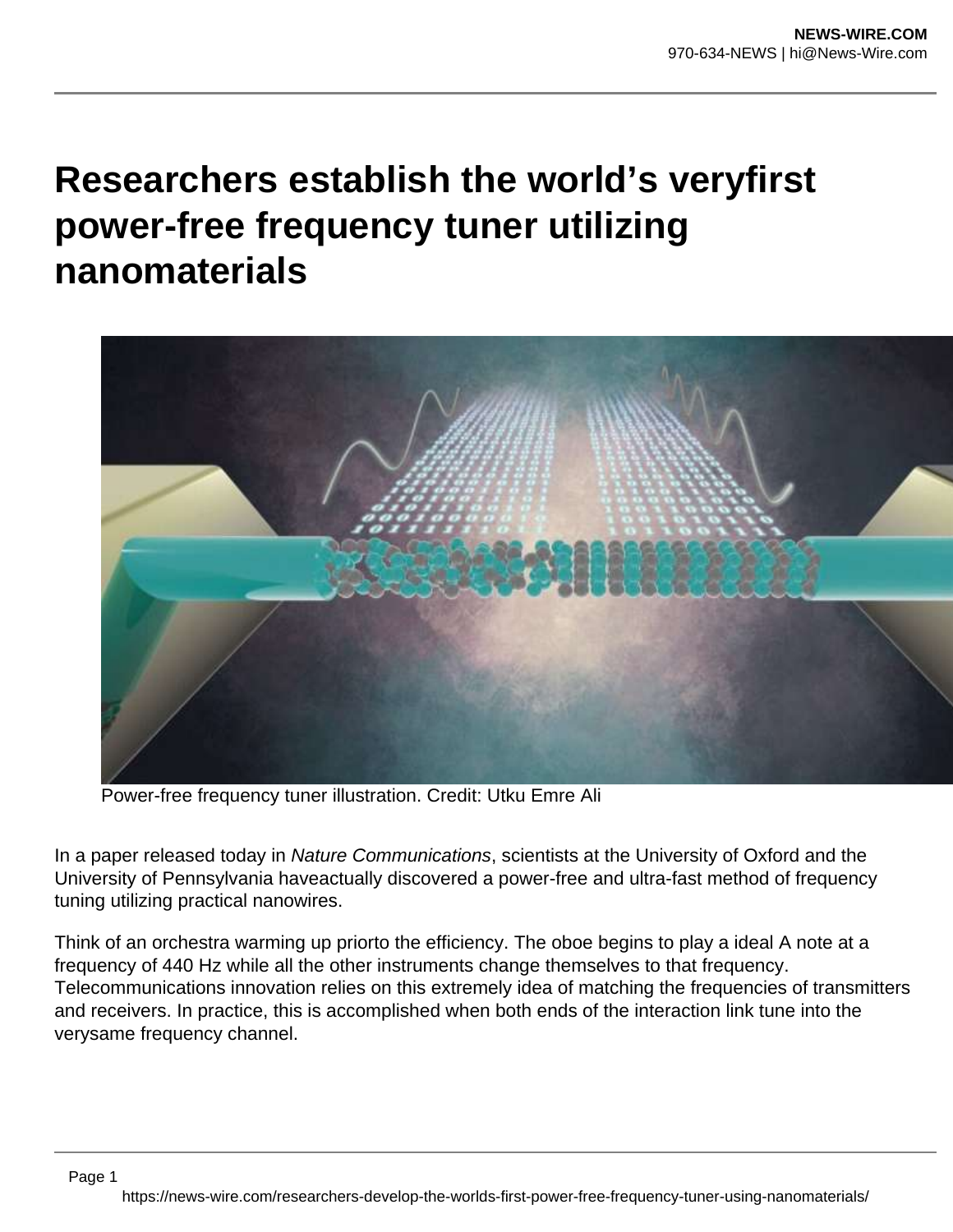# Researchers establish the world's veryfirst power-free frequency tuner utilizing nanomaterials

Power-free frequency tuner illustration. Credit: Utku Emre Ali

In a paper released today in *Nature Communications*, scientists at the University of Oxford and the University of Pennsylvania haveactually discovered a power-free and ultra-fast method of frequency tuning utilizing practical nanowires.

Think of an orchestra warming up priorto the efficiency. The oboe begins to play a ideal A note at a frequency of 440 Hz while all the other instruments change themselves to that frequency. Telecommunications innovation relies on this extremely idea of matching the frequencies of transmitters and receivers. In practice, this is accomplished when both ends of the interaction link tune into the verysame frequency channel.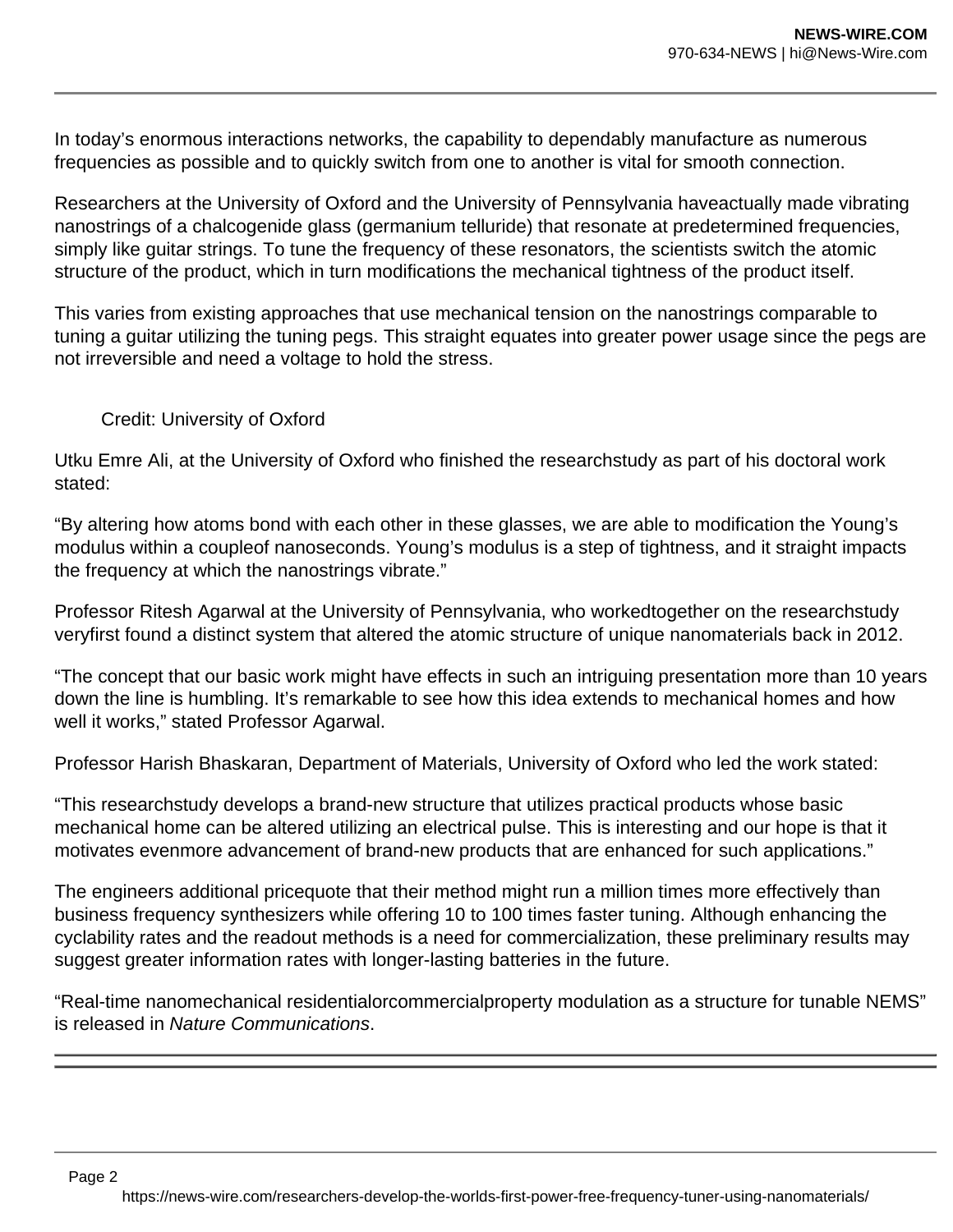In today's enormous interactions networks, the capability to dependably manufacture as numerous frequencies as possible and to quickly switch from one to another is vital for smooth connection.

Researchers at the University of Oxford and the University of Pennsylvania haveactually made vibrating nanostrings of a chalcogenide glass (germanium telluride) that resonate at predetermined frequencies, simply like guitar strings. To tune the frequency of these resonators, the scientists switch the atomic structure of the product, which in turn modifications the mechanical tightness of the product itself.

This varies from existing approaches that use mechanical tension on the nanostrings comparable to tuning a guitar utilizing the tuning pegs. This straight equates into greater power usage since the pegs are not irreversible and need a voltage to hold the stress.

Credit: University of Oxford

Utku Emre Ali, at the University of Oxford who finished the researchstudy as part of his doctoral work stated:

"By altering how atoms bond with each other in these glasses, we are able to modification the Young's modulus within a coupleof nanoseconds. Young's modulus is a step of tightness, and it straight impacts the frequency at which the nanostrings vibrate."

Professor Ritesh Agarwal at the University of Pennsylvania, who workedtogether on the researchstudy veryfirst found a distinct system that altered the atomic structure of unique nanomaterials back in 2012.

"The concept that our basic work might have effects in such an intriguing presentation more than 10 years down the line is humbling. It's remarkable to see how this idea extends to mechanical homes and how well it works," stated Professor Agarwal.

Professor Harish Bhaskaran, Department of Materials, University of Oxford who led the work stated:

"This researchstudy develops a brand-new structure that utilizes practical products whose basic mechanical home can be altered utilizing an electrical pulse. This is interesting and our hope is that it motivates evenmore advancement of brand-new products that are enhanced for such applications."

The engineers additional pricequote that their method might run a million times more effectively than business frequency synthesizers while offering 10 to 100 times faster tuning. Although enhancing the cyclability rates and the readout methods is a need for commercialization, these preliminary results may suggest greater information rates with longer-lasting batteries in the future.

"Real-time nanomechanical residentialorcommercialproperty modulation as a structure for tunable NEMS" is released in *Nature Communications*.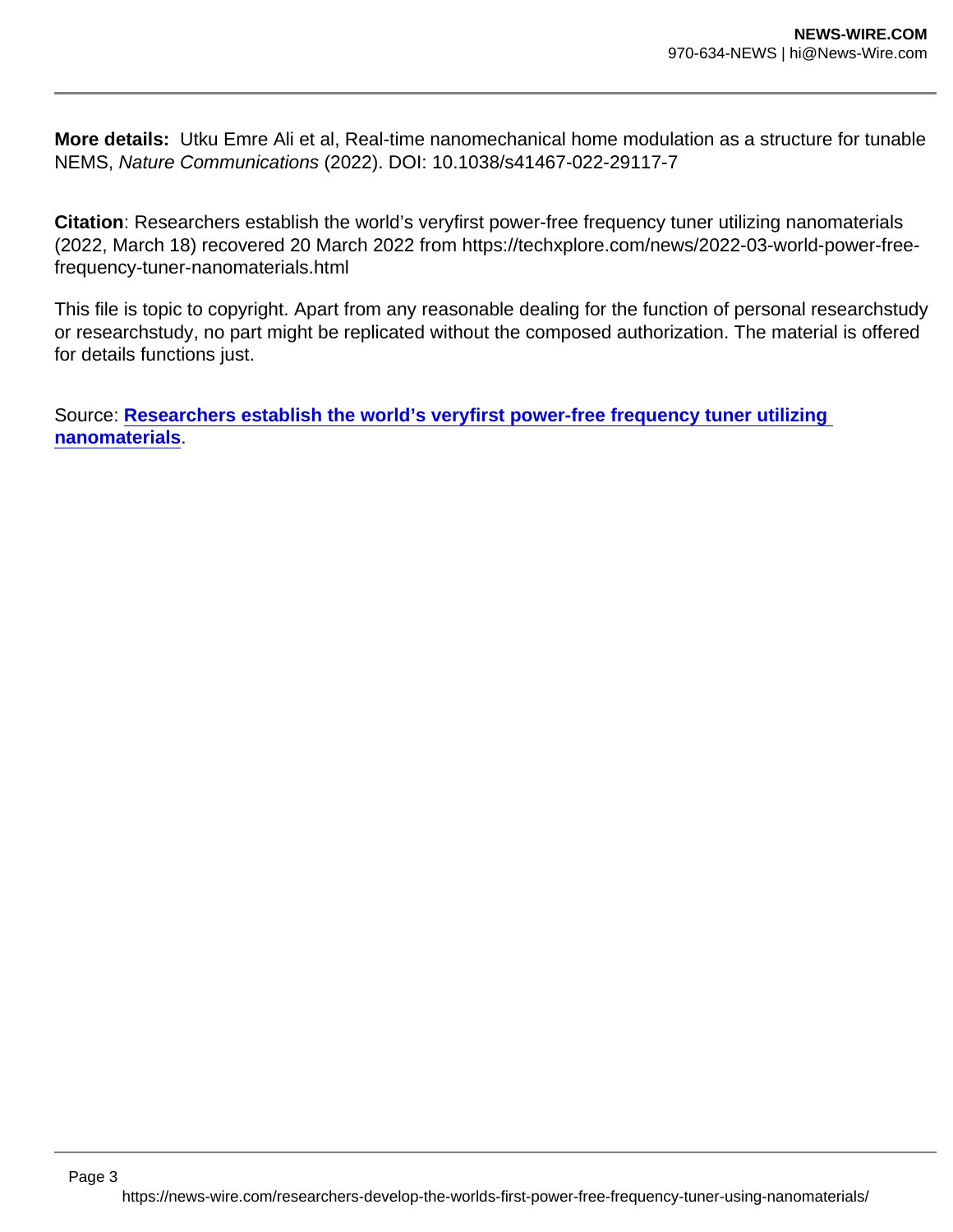**More details:** Utku Emre Ali et al, Real-time nanomechanical home modulation as a structure for tunable NEMS, *Nature Communications* (2022). DOI: 10.1038/s41467-022-29117-7

**Citation**: Researchers establish the world's veryfirst power-free frequency tuner utilizing nanomaterials (2022, March 18) recovered 20 March 2022 from https://techxplore.com/news/2022-03-world-power-free-frequency-tuner-nanomaterials.html

This file is topic to copyright. Apart from any reasonable dealing for the function of personal researchstudy or researchstudy, no part might be replicated without the composed authorization. The material is offered for details functions just.

Source: **[Researchers establish the world's veryfirst power-free frequency tuner utilizing nanomaterials](https://news-wire.com/researchers-develop-the-worlds-first-power-free-frequency-tuner-using-nanomaterials/)**.